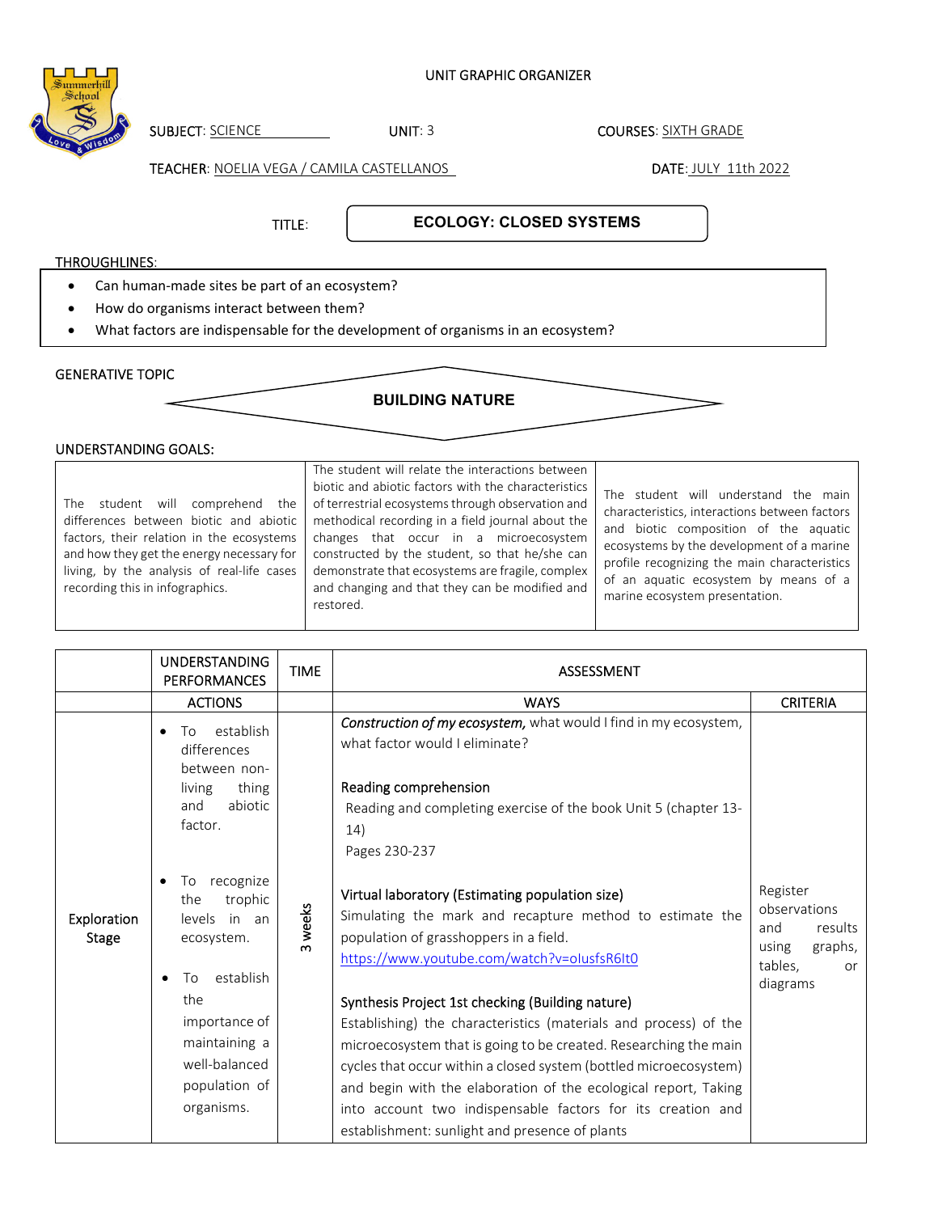UNIT GRAPHIC ORGANIZER

SUBJECT: SCIENCE UNIT: 3 COURSES: SIXTH GRADE

TEACHER: NOELIA VEGA / CAMILA CASTELLANOS DATE: JULY 11th 2022

TITLE: **ECOLOGY: CLOSED SYSTEMS**

THROUGHLINES:

- Can human-made sites be part of an ecosystem?
- How do organisms interact between them?
- What factors are indispensable for the development of organisms in an ecosystem?

GENERATIVE TOPIC

**BUILDING NATURE**

UNDERSTANDING GOALS:

| | | |
|---|---|---|
| The student will comprehend the differences between biotic and abiotic factors, their relation in the ecosystems and how they get the energy necessary for living, by the analysis of real-life cases recording this in infographics. | The student will relate the interactions between biotic and abiotic factors with the characteristics of terrestrial ecosystems through observation and methodical recording in a field journal about the changes that occur in a microecosystem constructed by the student, so that he/she can demonstrate that ecosystems are fragile, complex and changing and that they can be modified and restored. | The student will understand the main characteristics, interactions between factors and biotic composition of the aquatic ecosystems by the development of a marine profile recognizing the main characteristics of an aquatic ecosystem by means of a marine ecosystem presentation. |

| | UNDERSTANDING PERFORMANCES | TIME | ASSESSMENT | |
|---|---|---|---|---|
| | ACTIONS | | WAYS | CRITERIA |
| Exploration Stage | • To establish differences between non-living thing and abiotic factor.<br><br>• To recognize the trophic levels in an ecosystem.<br><br>• To establish the importance of maintaining a well-balanced population of organisms. | 3 weeks | *Construction of my ecosystem,* what would I find in my ecosystem, what factor would I eliminate?<br><br>Reading comprehension<br>Reading and completing exercise of the book Unit 5 (chapter 13-14)<br>Pages 230-237<br><br>Virtual laboratory (Estimating population size)<br>Simulating the mark and recapture method to estimate the population of grasshoppers in a field.<br>https://www.youtube.com/watch?v=olusfsR6It0<br><br>Synthesis Project 1st checking (Building nature)<br>Establishing) the characteristics (materials and process) of the microecosystem that is going to be created. Researching the main cycles that occur within a closed system (bottled microecosystem) and begin with the elaboration of the ecological report, Taking into account two indispensable factors for its creation and establishment: sunlight and presence of plants | Register observations and results using graphs, tables, or diagrams |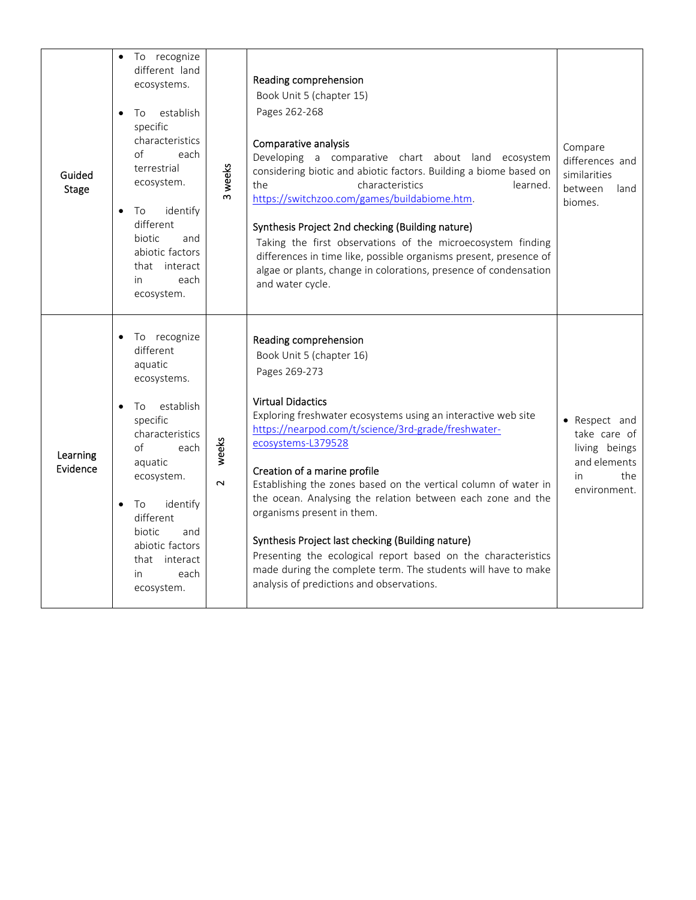| | | | | |
|---|---|---|---|---|
| Guided Stage | • To recognize different land ecosystems.<br><br>• To establish specific characteristics of each terrestrial ecosystem.<br><br>• To identify different biotic and abiotic factors that interact in each ecosystem. | 3 weeks | **Reading comprehension**<br>Book Unit 5 (chapter 15)<br>Pages 262-268<br><br>**Comparative analysis**<br>Developing a comparative chart about land ecosystem considering biotic and abiotic factors. Building a biome based on the characteristics learned. https://switchzoo.com/games/buildabiome.htm.<br><br>**Synthesis Project 2nd checking (Building nature)**<br>Taking the first observations of the microecosystem finding differences in time like, possible organisms present, presence of algae or plants, change in colorations, presence of condensation and water cycle. | Compare differences and similarities between land biomes. |
| Learning Evidence | • To recognize different aquatic ecosystems.<br><br>• To establish specific characteristics of each aquatic ecosystem.<br><br>• To identify different biotic and abiotic factors that interact in each ecosystem. | 2 weeks | **Reading comprehension**<br>Book Unit 5 (chapter 16)<br>Pages 269-273<br><br>**Virtual Didactics**<br>Exploring freshwater ecosystems using an interactive web site https://nearpod.com/t/science/3rd-grade/freshwater-ecosystems-L379528<br><br>**Creation of a marine profile**<br>Establishing the zones based on the vertical column of water in the ocean. Analysing the relation between each zone and the organisms present in them.<br><br>**Synthesis Project last checking (Building nature)**<br>Presenting the ecological report based on the characteristics made during the complete term. The students will have to make analysis of predictions and observations. | • Respect and take care of living beings and elements in the environment. |